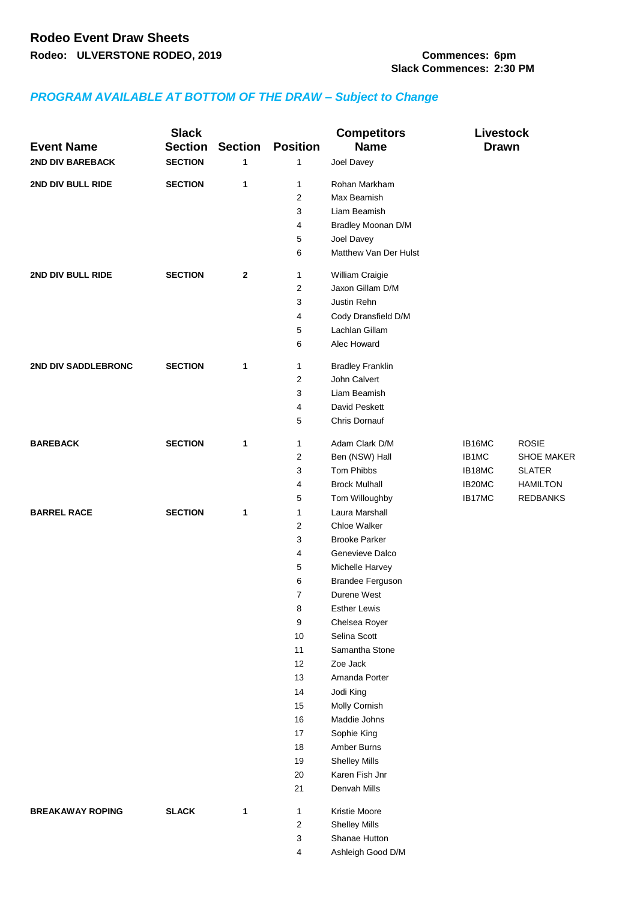# Rodeo Event Draw Sheets

**Rodeo: ULVERSTONE RODEO, 2019**

**Commences: 6pm**
**Slack Commences: 2:30 PM**

***PROGRAM AVAILABLE AT BOTTOM OF THE DRAW – Subject to Change***

| Event Name | Slack Section | Section | Position | Competitors Name | Livestock Drawn | |
|---|---|---|---|---|---|---|
| **2ND DIV BAREBACK** | **SECTION** | **1** | 1 | Joel Davey | | |
| **2ND DIV BULL RIDE** | **SECTION** | **1** | 1 | Rohan Markham | | |
| | | | 2 | Max Beamish | | |
| | | | 3 | Liam Beamish | | |
| | | | 4 | Bradley Moonan D/M | | |
| | | | 5 | Joel Davey | | |
| | | | 6 | Matthew Van Der Hulst | | |
| **2ND DIV BULL RIDE** | **SECTION** | **2** | 1 | William Craigie | | |
| | | | 2 | Jaxon Gillam D/M | | |
| | | | 3 | Justin Rehn | | |
| | | | 4 | Cody Dransfield D/M | | |
| | | | 5 | Lachlan Gillam | | |
| | | | 6 | Alec Howard | | |
| **2ND DIV SADDLEBRONC** | **SECTION** | **1** | 1 | Bradley Franklin | | |
| | | | 2 | John Calvert | | |
| | | | 3 | Liam Beamish | | |
| | | | 4 | David Peskett | | |
| | | | 5 | Chris Dornauf | | |
| **BAREBACK** | **SECTION** | **1** | 1 | Adam Clark D/M | IB16MC | ROSIE |
| | | | 2 | Ben (NSW) Hall | IB1MC | SHOE MAKER |
| | | | 3 | Tom Phibbs | IB18MC | SLATER |
| | | | 4 | Brock Mulhall | IB20MC | HAMILTON |
| | | | 5 | Tom Willoughby | IB17MC | REDBANKS |
| **BARREL RACE** | **SECTION** | **1** | 1 | Laura Marshall | | |
| | | | 2 | Chloe Walker | | |
| | | | 3 | Brooke Parker | | |
| | | | 4 | Genevieve Dalco | | |
| | | | 5 | Michelle Harvey | | |
| | | | 6 | Brandee Ferguson | | |
| | | | 7 | Durene West | | |
| | | | 8 | Esther Lewis | | |
| | | | 9 | Chelsea Royer | | |
| | | | 10 | Selina Scott | | |
| | | | 11 | Samantha Stone | | |
| | | | 12 | Zoe Jack | | |
| | | | 13 | Amanda Porter | | |
| | | | 14 | Jodi King | | |
| | | | 15 | Molly Cornish | | |
| | | | 16 | Maddie Johns | | |
| | | | 17 | Sophie King | | |
| | | | 18 | Amber Burns | | |
| | | | 19 | Shelley Mills | | |
| | | | 20 | Karen Fish Jnr | | |
| | | | 21 | Denvah Mills | | |
| **BREAKAWAY ROPING** | **SLACK** | **1** | 1 | Kristie Moore | | |
| | | | 2 | Shelley Mills | | |
| | | | 3 | Shanae Hutton | | |
| | | | 4 | Ashleigh Good D/M | | |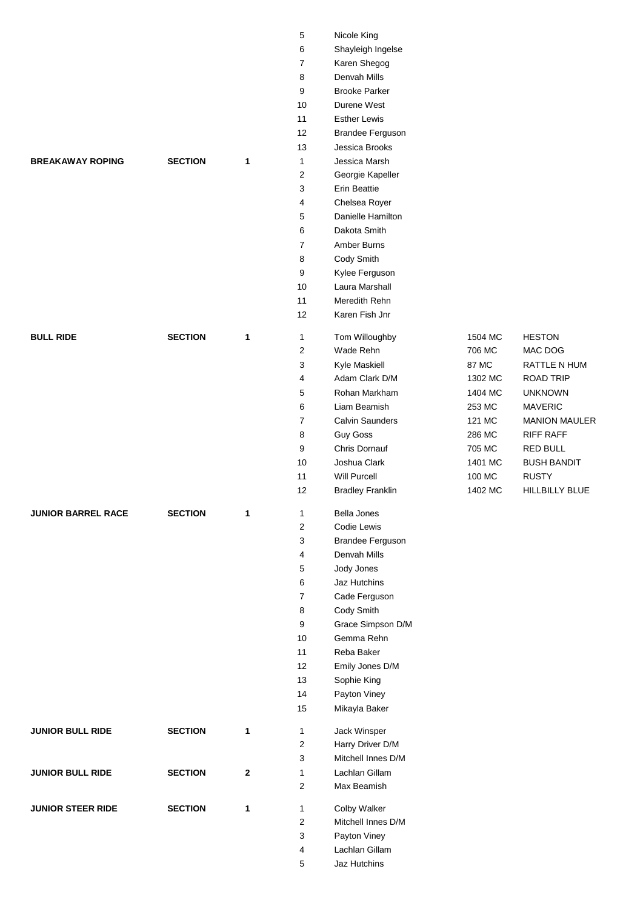| Event | | Section | No. | Name | | |
|---|---|---|---|---|---|---|
| | | | 5 | Nicole King | | |
| | | | 6 | Shayleigh Ingelse | | |
| | | | 7 | Karen Shegog | | |
| | | | 8 | Denvah Mills | | |
| | | | 9 | Brooke Parker | | |
| | | | 10 | Durene West | | |
| | | | 11 | Esther Lewis | | |
| | | | 12 | Brandee Ferguson | | |
| | | | 13 | Jessica Brooks | | |
| **BREAKAWAY ROPING** | **SECTION** | **1** | 1 | Jessica Marsh | | |
| | | | 2 | Georgie Kapeller | | |
| | | | 3 | Erin Beattie | | |
| | | | 4 | Chelsea Royer | | |
| | | | 5 | Danielle Hamilton | | |
| | | | 6 | Dakota Smith | | |
| | | | 7 | Amber Burns | | |
| | | | 8 | Cody Smith | | |
| | | | 9 | Kylee Ferguson | | |
| | | | 10 | Laura Marshall | | |
| | | | 11 | Meredith Rehn | | |
| | | | 12 | Karen Fish Jnr | | |
| **BULL RIDE** | **SECTION** | **1** | 1 | Tom Willoughby | 1504 MC | HESTON |
| | | | 2 | Wade Rehn | 706 MC | MAC DOG |
| | | | 3 | Kyle Maskiell | 87 MC | RATTLE N HUM |
| | | | 4 | Adam Clark D/M | 1302 MC | ROAD TRIP |
| | | | 5 | Rohan Markham | 1404 MC | UNKNOWN |
| | | | 6 | Liam Beamish | 253 MC | MAVERIC |
| | | | 7 | Calvin Saunders | 121 MC | MANION MAULER |
| | | | 8 | Guy Goss | 286 MC | RIFF RAFF |
| | | | 9 | Chris Dornauf | 705 MC | RED BULL |
| | | | 10 | Joshua Clark | 1401 MC | BUSH BANDIT |
| | | | 11 | Will Purcell | 100 MC | RUSTY |
| | | | 12 | Bradley Franklin | 1402 MC | HILLBILLY BLUE |
| **JUNIOR BARREL RACE** | **SECTION** | **1** | 1 | Bella Jones | | |
| | | | 2 | Codie Lewis | | |
| | | | 3 | Brandee Ferguson | | |
| | | | 4 | Denvah Mills | | |
| | | | 5 | Jody Jones | | |
| | | | 6 | Jaz Hutchins | | |
| | | | 7 | Cade Ferguson | | |
| | | | 8 | Cody Smith | | |
| | | | 9 | Grace Simpson D/M | | |
| | | | 10 | Gemma Rehn | | |
| | | | 11 | Reba Baker | | |
| | | | 12 | Emily Jones D/M | | |
| | | | 13 | Sophie King | | |
| | | | 14 | Payton Viney | | |
| | | | 15 | Mikayla Baker | | |
| **JUNIOR BULL RIDE** | **SECTION** | **1** | 1 | Jack Winsper | | |
| | | | 2 | Harry Driver D/M | | |
| | | | 3 | Mitchell Innes D/M | | |
| **JUNIOR BULL RIDE** | **SECTION** | **2** | 1 | Lachlan Gillam | | |
| | | | 2 | Max Beamish | | |
| **JUNIOR STEER RIDE** | **SECTION** | **1** | 1 | Colby Walker | | |
| | | | 2 | Mitchell Innes D/M | | |
| | | | 3 | Payton Viney | | |
| | | | 4 | Lachlan Gillam | | |
| | | | 5 | Jaz Hutchins | | |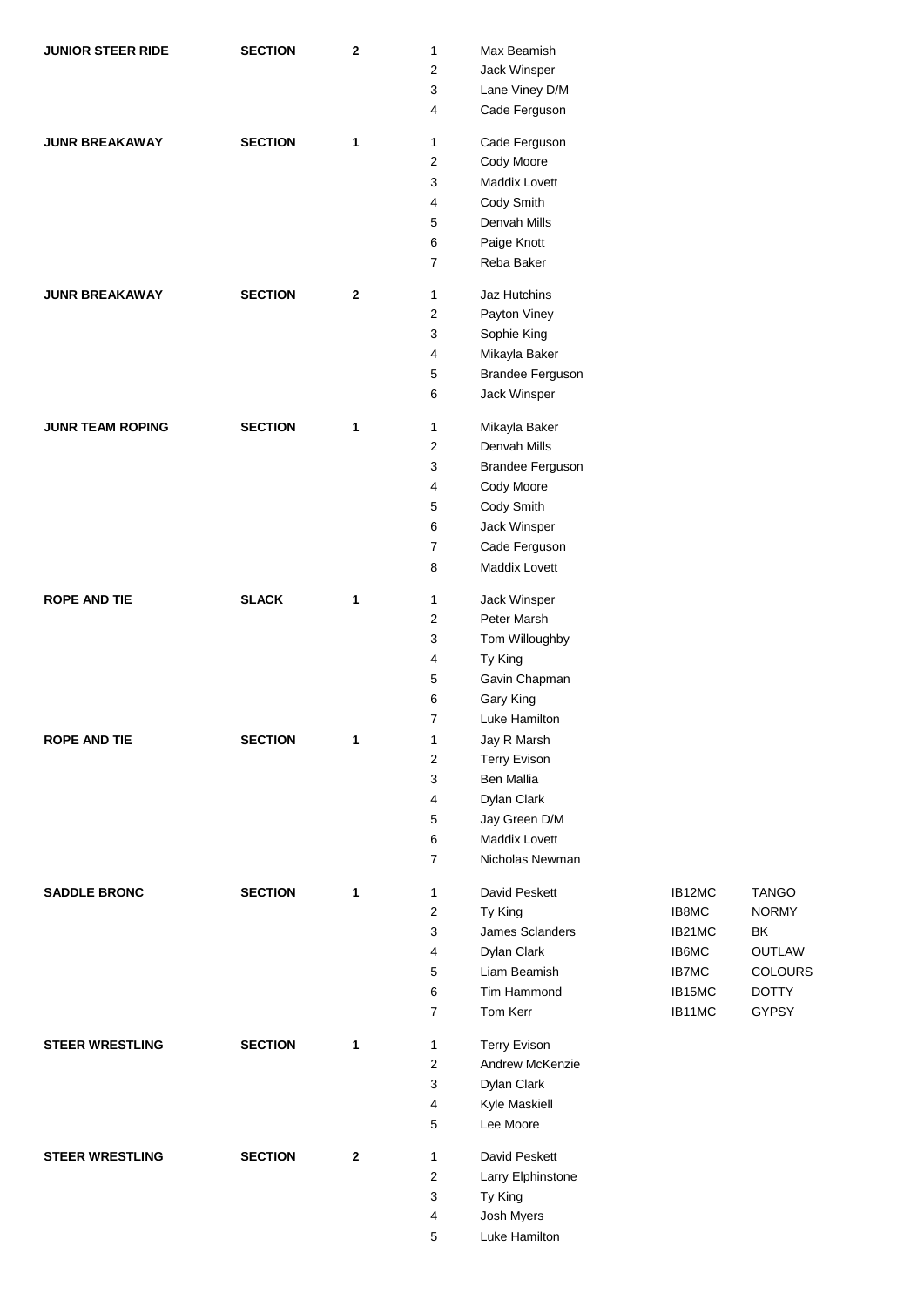| Event | Type | No. | Place | Name | | |
|---|---|---|---|---|---|---|
| **JUNIOR STEER RIDE** | **SECTION** | **2** | 1 | Max Beamish | | |
| | | | 2 | Jack Winsper | | |
| | | | 3 | Lane Viney D/M | | |
| | | | 4 | Cade Ferguson | | |
| **JUNR BREAKAWAY** | **SECTION** | **1** | 1 | Cade Ferguson | | |
| | | | 2 | Cody Moore | | |
| | | | 3 | Maddix Lovett | | |
| | | | 4 | Cody Smith | | |
| | | | 5 | Denvah Mills | | |
| | | | 6 | Paige Knott | | |
| | | | 7 | Reba Baker | | |
| **JUNR BREAKAWAY** | **SECTION** | **2** | 1 | Jaz Hutchins | | |
| | | | 2 | Payton Viney | | |
| | | | 3 | Sophie King | | |
| | | | 4 | Mikayla Baker | | |
| | | | 5 | Brandee Ferguson | | |
| | | | 6 | Jack Winsper | | |
| **JUNR TEAM ROPING** | **SECTION** | **1** | 1 | Mikayla Baker | | |
| | | | 2 | Denvah Mills | | |
| | | | 3 | Brandee Ferguson | | |
| | | | 4 | Cody Moore | | |
| | | | 5 | Cody Smith | | |
| | | | 6 | Jack Winsper | | |
| | | | 7 | Cade Ferguson | | |
| | | | 8 | Maddix Lovett | | |
| **ROPE AND TIE** | **SLACK** | **1** | 1 | Jack Winsper | | |
| | | | 2 | Peter Marsh | | |
| | | | 3 | Tom Willoughby | | |
| | | | 4 | Ty King | | |
| | | | 5 | Gavin Chapman | | |
| | | | 6 | Gary King | | |
| | | | 7 | Luke Hamilton | | |
| **ROPE AND TIE** | **SECTION** | **1** | 1 | Jay R Marsh | | |
| | | | 2 | Terry Evison | | |
| | | | 3 | Ben Mallia | | |
| | | | 4 | Dylan Clark | | |
| | | | 5 | Jay Green D/M | | |
| | | | 6 | Maddix Lovett | | |
| | | | 7 | Nicholas Newman | | |
| **SADDLE BRONC** | **SECTION** | **1** | 1 | David Peskett | IB12MC | TANGO |
| | | | 2 | Ty King | IB8MC | NORMY |
| | | | 3 | James Sclanders | IB21MC | BK |
| | | | 4 | Dylan Clark | IB6MC | OUTLAW |
| | | | 5 | Liam Beamish | IB7MC | COLOURS |
| | | | 6 | Tim Hammond | IB15MC | DOTTY |
| | | | 7 | Tom Kerr | IB11MC | GYPSY |
| **STEER WRESTLING** | **SECTION** | **1** | 1 | Terry Evison | | |
| | | | 2 | Andrew McKenzie | | |
| | | | 3 | Dylan Clark | | |
| | | | 4 | Kyle Maskiell | | |
| | | | 5 | Lee Moore | | |
| **STEER WRESTLING** | **SECTION** | **2** | 1 | David Peskett | | |
| | | | 2 | Larry Elphinstone | | |
| | | | 3 | Ty King | | |
| | | | 4 | Josh Myers | | |
| | | | 5 | Luke Hamilton | | |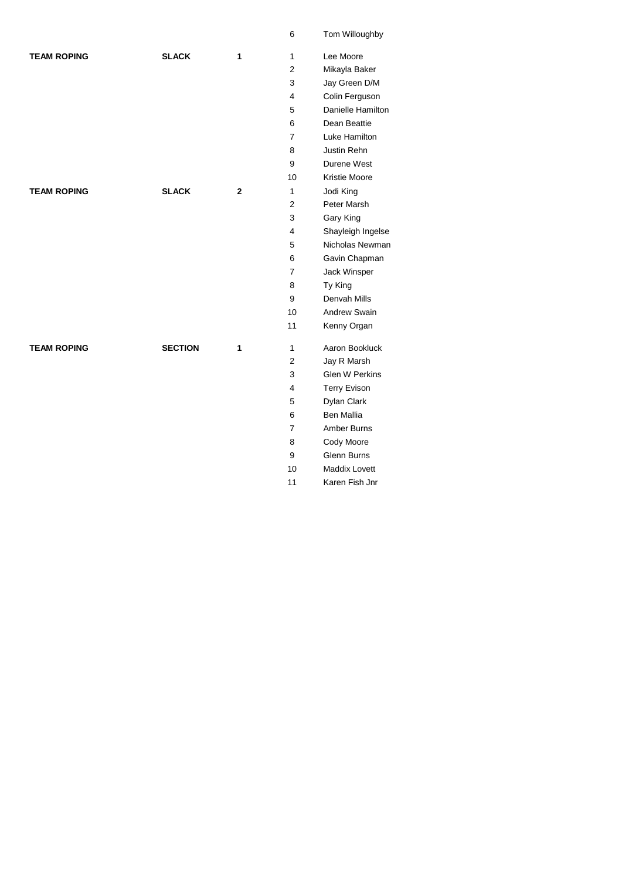| | | | | |
|---|---|---|---|---|
| | | | 6 | Tom Willoughby |
| **TEAM ROPING** | **SLACK** | **1** | 1 | Lee Moore |
| | | | 2 | Mikayla Baker |
| | | | 3 | Jay Green D/M |
| | | | 4 | Colin Ferguson |
| | | | 5 | Danielle Hamilton |
| | | | 6 | Dean Beattie |
| | | | 7 | Luke Hamilton |
| | | | 8 | Justin Rehn |
| | | | 9 | Durene West |
| | | | 10 | Kristie Moore |
| **TEAM ROPING** | **SLACK** | **2** | 1 | Jodi King |
| | | | 2 | Peter Marsh |
| | | | 3 | Gary King |
| | | | 4 | Shayleigh Ingelse |
| | | | 5 | Nicholas Newman |
| | | | 6 | Gavin Chapman |
| | | | 7 | Jack Winsper |
| | | | 8 | Ty King |
| | | | 9 | Denvah Mills |
| | | | 10 | Andrew Swain |
| | | | 11 | Kenny Organ |
| **TEAM ROPING** | **SECTION** | **1** | 1 | Aaron Bookluck |
| | | | 2 | Jay R Marsh |
| | | | 3 | Glen W Perkins |
| | | | 4 | Terry Evison |
| | | | 5 | Dylan Clark |
| | | | 6 | Ben Mallia |
| | | | 7 | Amber Burns |
| | | | 8 | Cody Moore |
| | | | 9 | Glenn Burns |
| | | | 10 | Maddix Lovett |
| | | | 11 | Karen Fish Jnr |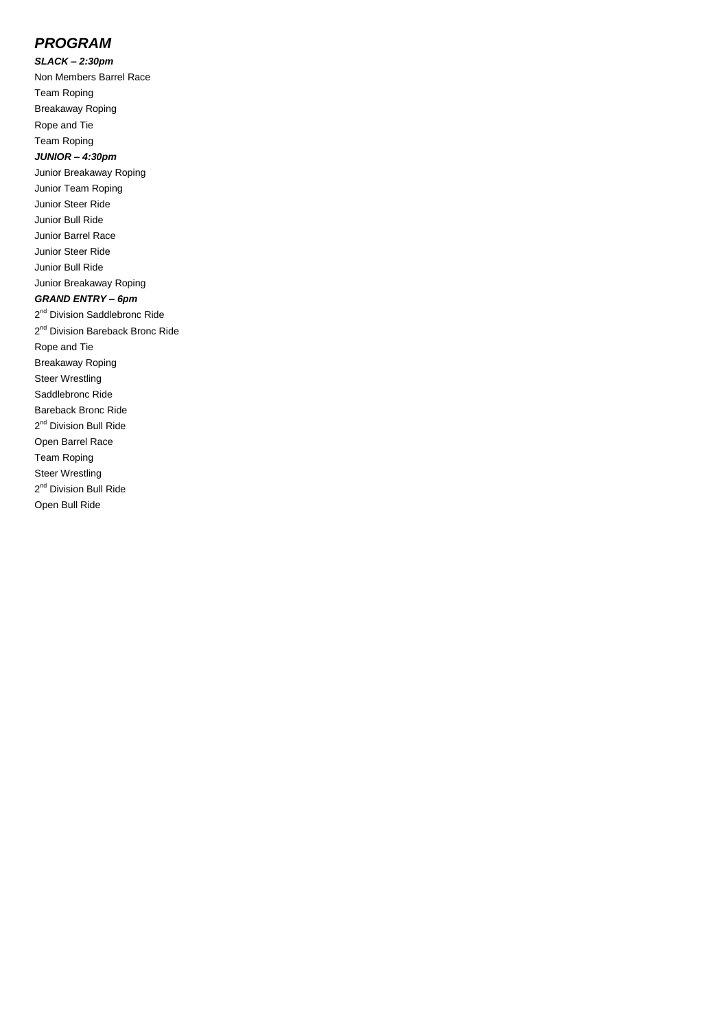## *PROGRAM*

***SLACK – 2:30pm***

Non Members Barrel Race

Team Roping

Breakaway Roping

Rope and Tie

Team Roping

***JUNIOR – 4:30pm***

Junior Breakaway Roping

Junior Team Roping

Junior Steer Ride

Junior Bull Ride

Junior Barrel Race

Junior Steer Ride

Junior Bull Ride

Junior Breakaway Roping

***GRAND ENTRY – 6pm***

2nd Division Saddlebronc Ride

2nd Division Bareback Bronc Ride

Rope and Tie

Breakaway Roping

Steer Wrestling

Saddlebronc Ride

Bareback Bronc Ride

2nd Division Bull Ride

Open Barrel Race

Team Roping

Steer Wrestling

2nd Division Bull Ride

Open Bull Ride